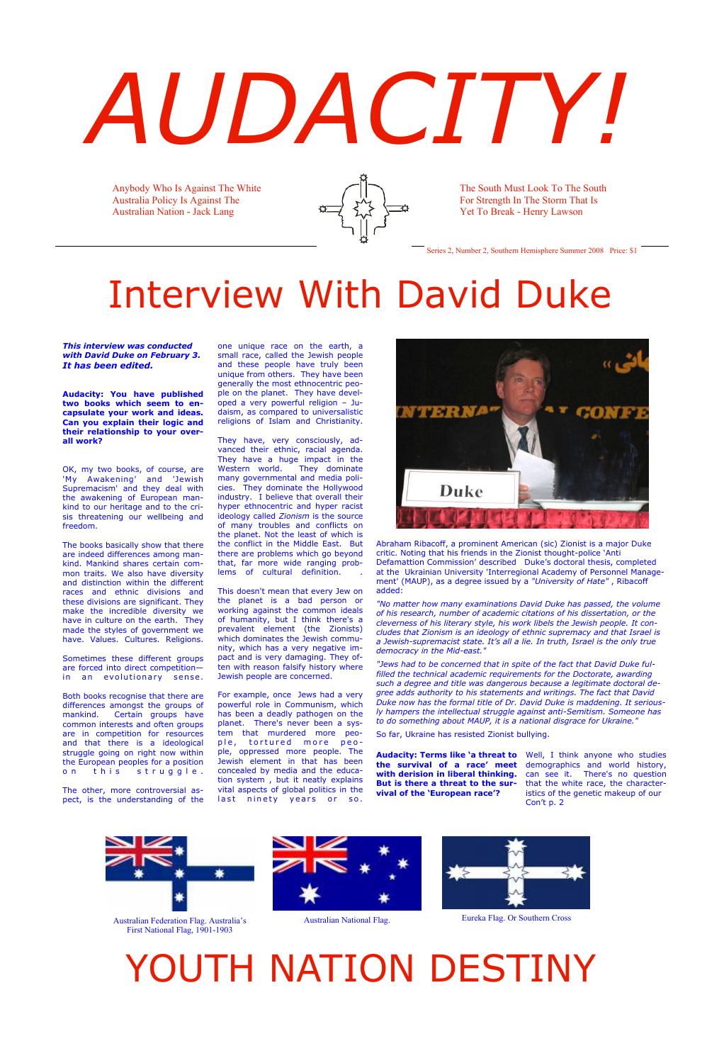# AUDACITY!

Anybody Who Is Against The White Australia Policy Is Against The Australian Nation - Jack Lang

The South Must Look To The South For Strength In The Storm That Is Yet To Break - Henry Lawson

Series 2, Number 2, Southern Hemisphere Summer 2008 Price: $1

# Interview With David Duke

***This interview was conducted with David Duke on February 3. It has been edited.***

**Audacity: You have published two books which seem to encapsulate your work and ideas. Can you explain their logic and their relationship to your overall work?**

OK, my two books, of course, are 'My Awakening' and 'Jewish Supremacism' and they deal with the awakening of European mankind to our heritage and to the crisis threatening our wellbeing and freedom.

The books basically show that there are indeed differences among mankind. Mankind shares certain common traits. We also have diversity and distinction within the different races and ethnic divisions and these divisions are significant. They make the incredible diversity we have in culture on the earth. They made the styles of government we have. Values. Cultures. Religions.

Sometimes these different groups are forced into direct competition— in an evolutionary sense.

Both books recognise that there are differences amongst the groups of mankind. Certain groups have common interests and often groups are in competition for resources and that there is a ideological struggle going on right now within the European peoples for a position on this struggle.

The other, more controversial aspect, is the understanding of the one unique race on the earth, a small race, called the Jewish people and these people have truly been unique from others. They have been generally the most ethnocentric people on the planet. They have developed a very powerful religion – Judaism, as compared to universalistic religions of Islam and Christianity.

They have, very consciously, advanced their ethnic, racial agenda. They have a huge impact in the Western world. They dominate many governmental and media policies. They dominate the Hollywood industry. I believe that overall their hyper ethnocentric and hyper racist ideology called *Zionism* is the source of many troubles and conflicts on the planet. Not the least of which is the conflict in the Middle East. But there are problems which go beyond that, far more wide ranging problems of cultural definition.

This doesn't mean that every Jew on the planet is a bad person or working against the common ideals of humanity, but I think there's a prevalent element (the Zionists) which dominates the Jewish community, which has a very negative impact and is very damaging. They often with reason falsify history where Jewish people are concerned.

For example, once Jews had a very powerful role in Communism, which has been a deadly pathogen on the planet. There's never been a system that murdered more people, tortured more people, oppressed more people. The Jewish element in that has been concealed by media and the education system , but it neatly explains vital aspects of global politics in the last ninety years or so.

Abraham Ribacoff, a prominent American (sic) Zionist is a major Duke critic. Noting that his friends in the Zionist thought-police 'Anti Defamattion Commission' described Duke's doctoral thesis, completed at the Ukrainian University 'Interregional Academy of Personnel Management' (MAUP), as a degree issued by a *"University of Hate"* , Ribacoff added:

*"No matter how many examinations David Duke has passed, the volume of his research, number of academic citations of his dissertation, or the cleverness of his literary style, his work libels the Jewish people. It concludes that Zionism is an ideology of ethnic supremacy and that Israel is a Jewish-supremacist state. It's all a lie. In truth, Israel is the only true democracy in the Mid-east."*

*"Jews had to be concerned that in spite of the fact that David Duke fulfilled the technical academic requirements for the Doctorate, awarding such a degree and title was dangerous because a legitimate doctoral degree adds authority to his statements and writings. The fact that David Duke now has the formal title of Dr. David Duke is maddening. It seriously hampers the intellectual struggle against anti-Semitism. Someone has to do something about MAUP, it is a national disgrace for Ukraine."*

So far, Ukraine has resisted Zionist bullying.

**Audacity: Terms like 'a threat to the survival of a race' meet with derision in liberal thinking. But is there a threat to the survival of the 'European race'?**

Well, I think anyone who studies demographics and world history, can see it. There's no question that the white race, the characteristics of the genetic makeup of our

Con't p. 2

Australian Federation Flag. Australia's First National Flag, 1901-1903

Australian National Flag.

Eureka Flag. Or Southern Cross

# YOUTH NATION DESTINY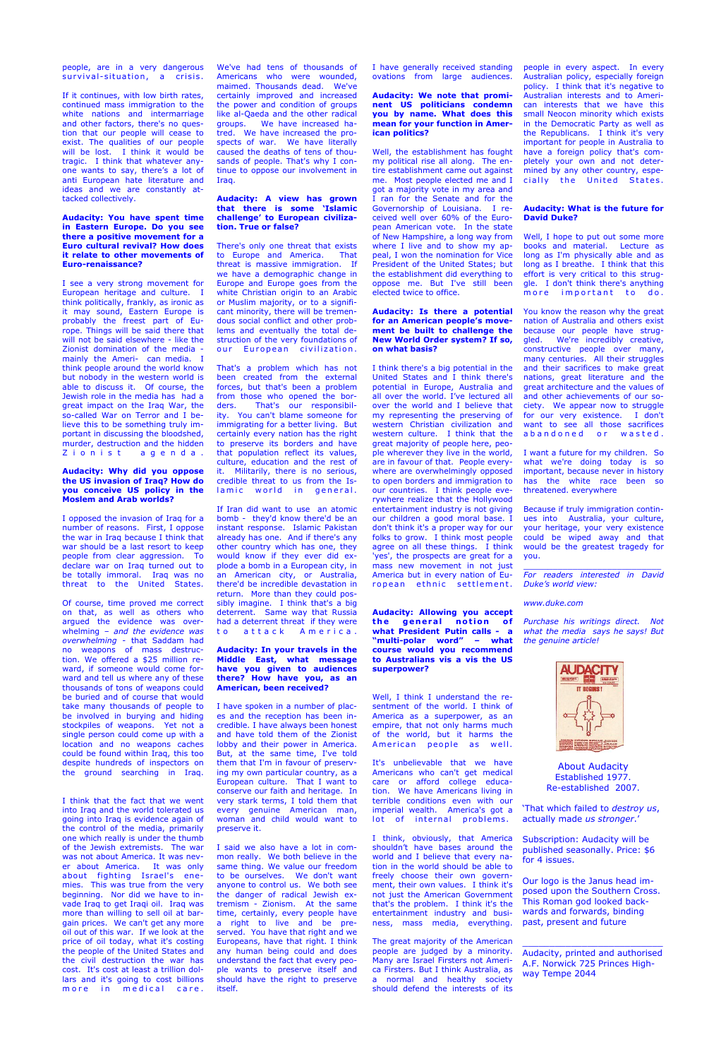people, are in a very dangerous survival-situation, a crisis.

If it continues, with low birth rates, continued mass immigration to the white nations and intermarriage and other factors, there's no question that our people will cease to exist. The qualities of our people will be lost. I think it would be tragic. I think that whatever anyone wants to say, there's a lot of anti European hate literature and ideas and we are constantly attacked collectively.

**Audacity: You have spent time in Eastern Europe. Do you see there a positive movement for a Euro cultural revival? How does it relate to other movements of Euro-renaissance?**

I see a very strong movement for European heritage and culture. I think politically, frankly, as ironic as it may sound, Eastern Europe is probably the freest part of Europe. Things will be said there that will not be said elsewhere - like the Zionist domination of the media - mainly the Ameri- can media. I think people around the world know but nobody in the western world is able to discuss it. Of course, the Jewish role in the media has had a great impact on the Iraq War, the so-called War on Terror and I believe this to be something truly important in discussing the bloodshed, murder, destruction and the hidden Zionist agenda.

**Audacity: Why did you oppose the US invasion of Iraq? How do you conceive US policy in the Moslem and Arab worlds?**

I opposed the invasion of Iraq for a number of reasons. First, I oppose the war in Iraq because I think that war should be a last resort to keep people from clear aggression. To declare war on Iraq turned out to be totally immoral. Iraq was no threat to the United States.

Of course, time proved me correct on that, as well as others who argued the evidence was overwhelming – *and the evidence was overwhelming* - that Saddam had no weapons of mass destruction. We offered a $25 million reward, if someone would come forward and tell us where any of these thousands of tons of weapons could be buried and of course that would take many thousands of people to be involved in burying and hiding stockpiles of weapons. Yet not a single person could come up with a location and no weapons caches could be found within Iraq, this too despite hundreds of inspectors on the ground searching in Iraq.

I think that the fact that we went into Iraq and the world tolerated us going into Iraq is evidence again of the control of the media, primarily one which really is under the thumb of the Jewish extremists. The war was not about America. It was never about America. It was only about fighting Israel's enemies. This was true from the very beginning. Nor did we have to invade Iraq to get Iraqi oil. Iraq was more than willing to sell oil at bargain prices. We can't get any more oil out of this war. If we look at the price of oil today, what it's costing the people of the United States and the civil destruction the war has cost. It's cost at least a trillion dollars and it's going to cost billions more in medical care.

We've had tens of thousands of Americans who were wounded, maimed. Thousands dead. We've certainly improved and increased the power and condition of groups like al-Qaeda and the other radical groups. We have increased hatred. We have increased the prospects of war. We have literally caused the deaths of tens of thousands of people. That's why I continue to oppose our involvement in Iraq.

**Audacity: A view has grown that there is some 'Islamic challenge' to European civilization. True or false?**

There's only one threat that exists to Europe and America. That threat is massive immigration. If we have a demographic change in Europe and Europe goes from the white Christian origin to an Arabic or Muslim majority, or to a significant minority, there will be tremendous social conflict and other problems and eventually the total destruction of the very foundations of our European civilization.

That's a problem which has not been created from the external forces, but that's been a problem from those who opened the borders. That's our responsibility. You can't blame someone for immigrating for a better living. But certainly every nation has the right to preserve its borders and have that population reflect its values, culture, education and the rest of it. Militarily, there is no serious, credible threat to us from the Islamic world in general.

If Iran did want to use an atomic bomb - they'd know there'd be an instant response. Islamic Pakistan already has one. And if there's any other country which has one, they would know if they ever did explode a bomb in a European city, in an American city, or Australia, there'd be incredible devastation in return. More than they could possibly imagine. I think that's a big deterrent. Same way that Russia had a deterrent threat if they were to attack America.

**Audacity: In your travels in the Middle East, what message have you given to audiences there? How have you, as an American, been received?**

I have spoken in a number of places and the reception has been incredible. I have always been honest and have told them of the Zionist lobby and their power in America. But, at the same time, I've told them that I'm in favour of preserving my own particular country, as a European culture. That I want to conserve our faith and heritage. In very stark terms, I told them that every genuine American man, woman and child would want to preserve it.

I said we also have a lot in common really. We both believe in the same thing. We value our freedom to be ourselves. We don't want anyone to control us. We both see the danger of radical Jewish extremism - Zionism. At the same time, certainly, every people have a right to live and be preserved. You have that right and we Europeans, have that right. I think any human being could and does understand the fact that every people wants to preserve itself and should have the right to preserve itself.

I have generally received standing ovations from large audiences.

**Audacity: We note that prominent US politicians condemn you by name. What does this mean for your function in American politics?**

Well, the establishment has fought my political rise all along. The entire establishment came out against me. Most people elected me and I got a majority vote in my area and I ran for the Senate and for the Governorship of Louisiana. I received well over 60% of the European American vote. In the state of New Hampshire, a long way from where I live and to show my appeal, I won the nomination for Vice President of the United States; but the establishment did everything to oppose me. But I've still been elected twice to office.

**Audacity: Is there a potential for an American people's movement be built to challenge the New World Order system? If so, on what basis?**

I think there's a big potential in the United States and I think there's potential in Europe, Australia and all over the world. I've lectured all over the world and I believe that my representing the preserving of western Christian civilization and western culture. I think that the great majority of people here, people wherever they live in the world, are in favour of that. People everywhere are overwhelmingly opposed to open borders and immigration to our countries. I think people everywhere realize that the Hollywood entertainment industry is not giving our children a good moral base. I don't think it's a proper way for our folks to grow. I think most people agree on all these things. I think 'yes', the prospects are great for a mass new movement in not just America but in every nation of European ethnic settlement.

**Audacity: Allowing you accept the general notion of what President Putin calls - a "multi-polar word" – what course would you recommend to Australians vis a vis the US superpower?**

Well, I think I understand the resentment of the world. I think of America as a superpower, as an empire, that not only harms much of the world, but it harms the American people as well.

It's unbelievable that we have Americans who can't get medical care or afford college education. We have Americans living in terrible conditions even with our imperial wealth. America's got a lot of internal problems.

I think, obviously, that America shouldn't have bases around the world and I believe that every nation in the world should be able to freely choose their own government, their own values. I think it's not just the American Government that's the problem. I think it's the entertainment industry and business, mass media, everything.

The great majority of the American people are judged by a minority. Many are Israel Firsters not America Firsters. But I think Australia, as a normal and healthy society should defend the interests of its people in every aspect. In every Australian policy, especially foreign policy. I think that it's negative to Australian interests and to American interests that we have this small Neocon minority which exists in the Democratic Party as well as the Republicans. I think it's very important for people in Australia to have a foreign policy that's completely your own and not determined by any other country, especially the United States.

**Audacity: What is the future for David Duke?**

Well, I hope to put out some more books and material. Lecture as long as I'm physically able and as long as I breathe. I think that this effort is very critical to this struggle. I don't think there's anything more important to do.

You know the reason why the great nation of Australia and others exist because our people have struggled. We're incredibly creative, constructive people over many, many centuries. All their struggles and their sacrifices to make great nations, great literature and the great architecture and the values of and other achievements of our society. We appear now to struggle for our very existence. I don't want to see all those sacrifices abandoned or wasted.

I want a future for my children. So what we're doing today is so important, because never in history has the white race been so threatened. everywhere

Because if truly immigration continues into Australia, your culture, your heritage, your very existence could be wiped away and that would be the greatest tragedy for you.

---

*For readers interested in David Duke's world view:*

*www.duke.com*

*Purchase his writings direct. Not what the media says he says! But the genuine article!*

About Audacity
Established 1977.
Re-established 2007.

'That which failed to *destroy us*, actually made *us stronger*.'

Subscription: Audacity will be published seasonally. Price: $6 for 4 issues.

Our logo is the Janus head imposed upon the Southern Cross. This Roman god looked backwards and forwards, binding past, present and future

---

Audacity, printed and authorised A.F. Norwick 725 Princes Highway Tempe 2044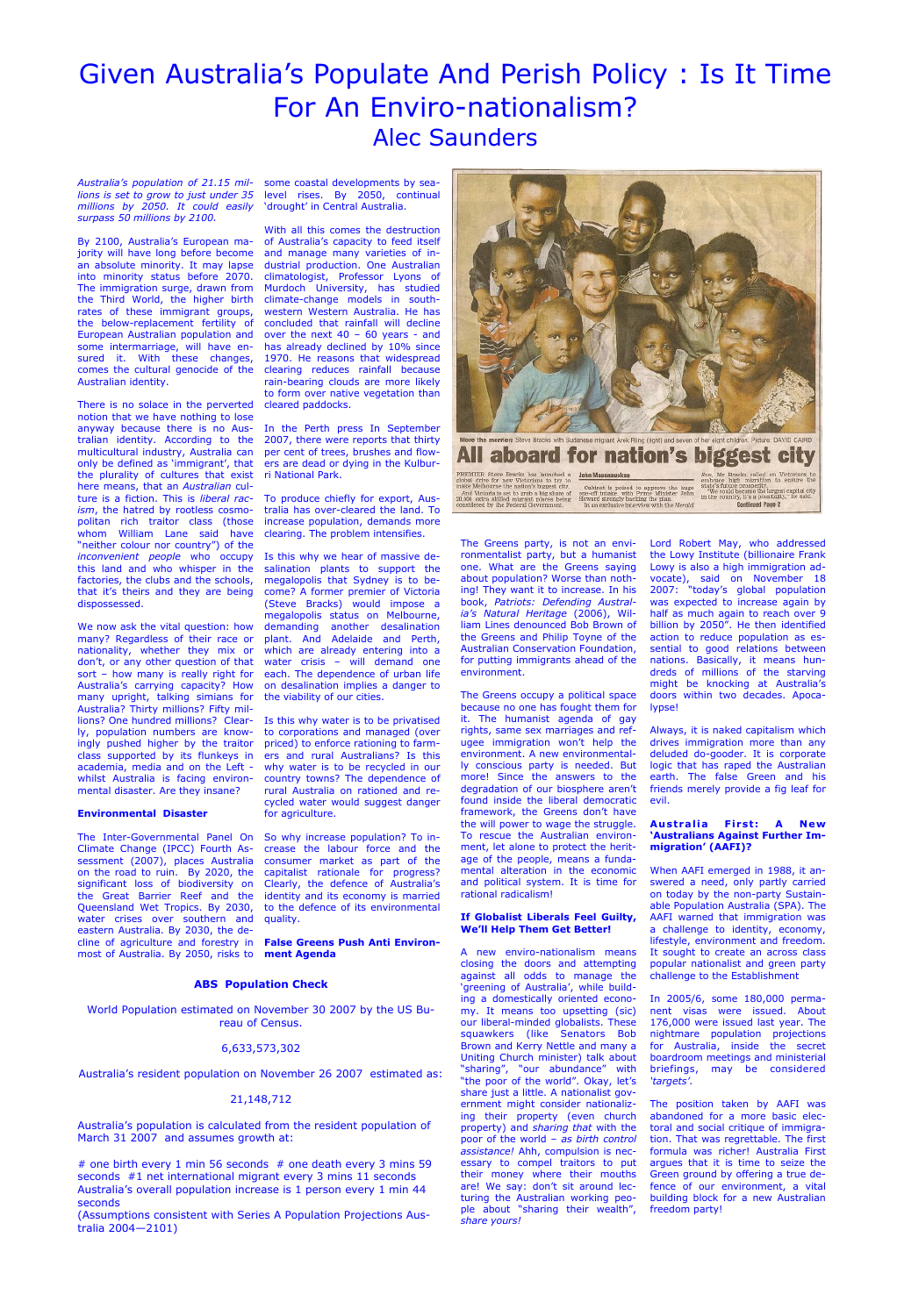# Given Australia's Populate And Perish Policy : Is It Time For An Enviro-nationalism?

## Alec Saunders

*Australia's population of 21.15 millions is set to grow to just under 35 millions by 2050. It could easily surpass 50 millions by 2100.*

By 2100, Australia's European majority will have long before become an absolute minority. It may lapse into minority status before 2070. The immigration surge, drawn from the Third World, the higher birth rates of these immigrant groups, the below-replacement fertility of European Australian population and some intermarriage, will have ensured it. With these changes, comes the cultural genocide of the Australian identity.

There is no solace in the perverted notion that we have nothing to lose anyway because there is no Australian identity. According to the multicultural industry, Australia can only be defined as 'immigrant', that the plurality of cultures that exist here means, that an *Australian* culture is a fiction. This is *liberal racism*, the hatred by rootless cosmopolitan rich traitor class (those whom William Lane said have "neither colour nor country") of the *inconvenient people* who occupy this land and who whisper in the factories, the clubs and the schools, that it's theirs and they are being dispossessed.

We now ask the vital question: how many? Regardless of their race or nationality, whether they mix or don't, or any other question of that sort – how many is really right for Australia's carrying capacity? How many upright, talking simians for Australia? Thirty millions? Fifty millions? One hundred millions? Clearly, population numbers are knowingly pushed higher by the traitor class supported by its flunkeys in academia, media and on the Left – whilst Australia is facing environmental disaster. Are they insane?

### Environmental Disaster

The Inter-Governmental Panel On Climate Change (IPCC) Fourth Assessment (2007), places Australia on the road to ruin. By 2020, the significant loss of biodiversity on the Great Barrier Reef and the Queensland Wet Tropics. By 2030, water crises over southern and eastern Australia. By 2030, the decline of agriculture and forestry in most of Australia. By 2050, risks to some coastal developments by sea-level rises. By 2050, continual 'drought' in Central Australia.

With all this comes the destruction of Australia's capacity to feed itself and manage many varieties of industrial production. One Australian climatologist, Professor Lyons of Murdoch University, has studied climate-change models in south-western Western Australia. He has concluded that rainfall will decline over the next 40 – 60 years - and has already declined by 10% since 1970. He reasons that widespread clearing reduces rainfall because rain-bearing clouds are more likely to form over native vegetation than cleared paddocks.

In the Perth press In September 2007, there were reports that thirty per cent of trees, brushes and flowers are dead or dying in the Kulburri National Park.

To produce chiefly for export, Australia has over-cleared the land. To increase population, demands more clearing. The problem intensifies.

Is this why we hear of massive desalination plants to support the megalopolis that Sydney is to become? A former premier of Victoria (Steve Bracks) would impose a megalopolis status on Melbourne, demanding another desalination plant. And Adelaide and Perth, which are already entering into a water crisis – will demand one each. The dependence of urban life on desalination implies a danger to the viability of our cities.

Is this why water is to be privatised to corporations and managed (over priced) to enforce rationing to farmers and rural Australians? Is this why water is to be recycled in our country towns? The dependence of rural Australia on rationed and recycled water would suggest danger for agriculture.

So why increase population? To increase the labour force and the consumer market as part of the capitalist rationale for progress? Clearly, the defence of Australia's identity and its economy is married to the defence of its environmental quality.

### False Greens Push Anti Environment Agenda

The Greens party, is not an environmentalist party, but a humanist one. What are the Greens saying about population? Worse than nothing! They want it to increase. In his book, *Patriots: Defending Australia's Natural Heritage* (2006), William Lines denounced Bob Brown of the Greens and Philip Toyne of the Australian Conservation Foundation, for putting immigrants ahead of the environment.

The Greens occupy a political space because no one has fought them for it. The humanist agenda of gay rights, same sex marriages and refugee immigration won't help the environment. A new environmentally conscious party is needed. But more! Since the answers to the degradation of our biosphere aren't found inside the liberal democratic framework, the Greens don't have the will power to wage the struggle. To rescue the Australian environment, let alone to protect the heritage of the people, means a fundamental alteration in the economic and political system. It is time for rational radicalism!

### If Globalist Liberals Feel Guilty, We'll Help Them Get Better!

A new enviro-nationalism means closing the doors and attempting against all odds to manage the 'greening of Australia', while building a domestically oriented economy. It means too upsetting (sic) our liberal-minded globalists. These squawkers (like Senators Bob Brown and Kerry Nettle and many a Uniting Church minister) talk about "sharing", "our abundance" with "the poor of the world". Okay, let's share just a little. A nationalist government might consider nationalizing their property (even church property) and *sharing that* with the poor of the world – *as birth control assistance!* Ahh, compulsion is necessary to compel traitors to put their money where their mouths are! We say: don't sit around lecturing the Australian working people about "sharing their wealth", *share yours!*

Lord Robert May, who addressed the Lowy Institute (billionaire Frank Lowy is also a high immigration advocate), said on November 18 2007: "today's global population was expected to increase again by half as much again to reach over 9 billion by 2050". He then identified action to reduce population as essential to good relations between nations. Basically, it means hundreds of millions of the starving might be knocking at Australia's doors within two decades. Apocalypse!

Always, it is naked capitalism which drives immigration more than any deluded do-gooder. It is corporate logic that has raped the Australian earth. The false Green and his friends merely provide a fig leaf for evil.

### Australia First: A New 'Australians Against Further Immigration' (AAFI)?

When AAFI emerged in 1988, it answered a need, only partly carried on today by the non-party Sustainable Population Australia (SPA). The AAFI warned that immigration was a challenge to identity, economy, lifestyle, environment and freedom. It sought to create an across class popular nationalist and green party challenge to the Establishment

In 2005/6, some 180,000 permanent visas were issued. About 176,000 were issued last year. The nightmare population projections for Australia, inside the secret boardroom meetings and ministerial briefings, may be considered *'targets'.*

The position taken by AAFI was abandoned for a more basic electoral and social critique of immigration. That was regrettable. The first formula was richer! Australia First argues that it is time to seize the Green ground by offering a true defence of our environment, a vital building block for a new Australian freedom party!

### ABS Population Check

World Population estimated on November 30 2007 by the US Bureau of Census.

6,633,573,302

Australia's resident population on November 26 2007 estimated as:

21,148,712

Australia's population is calculated from the resident population of March 31 2007 and assumes growth at:

# one birth every 1 min 56 seconds # one death every 3 mins 59 seconds #1 net international migrant every 3 mins 11 seconds Australia's overall population increase is 1 person every 1 min 44 seconds
(Assumptions consistent with Series A Population Projections Australia 2004—2101)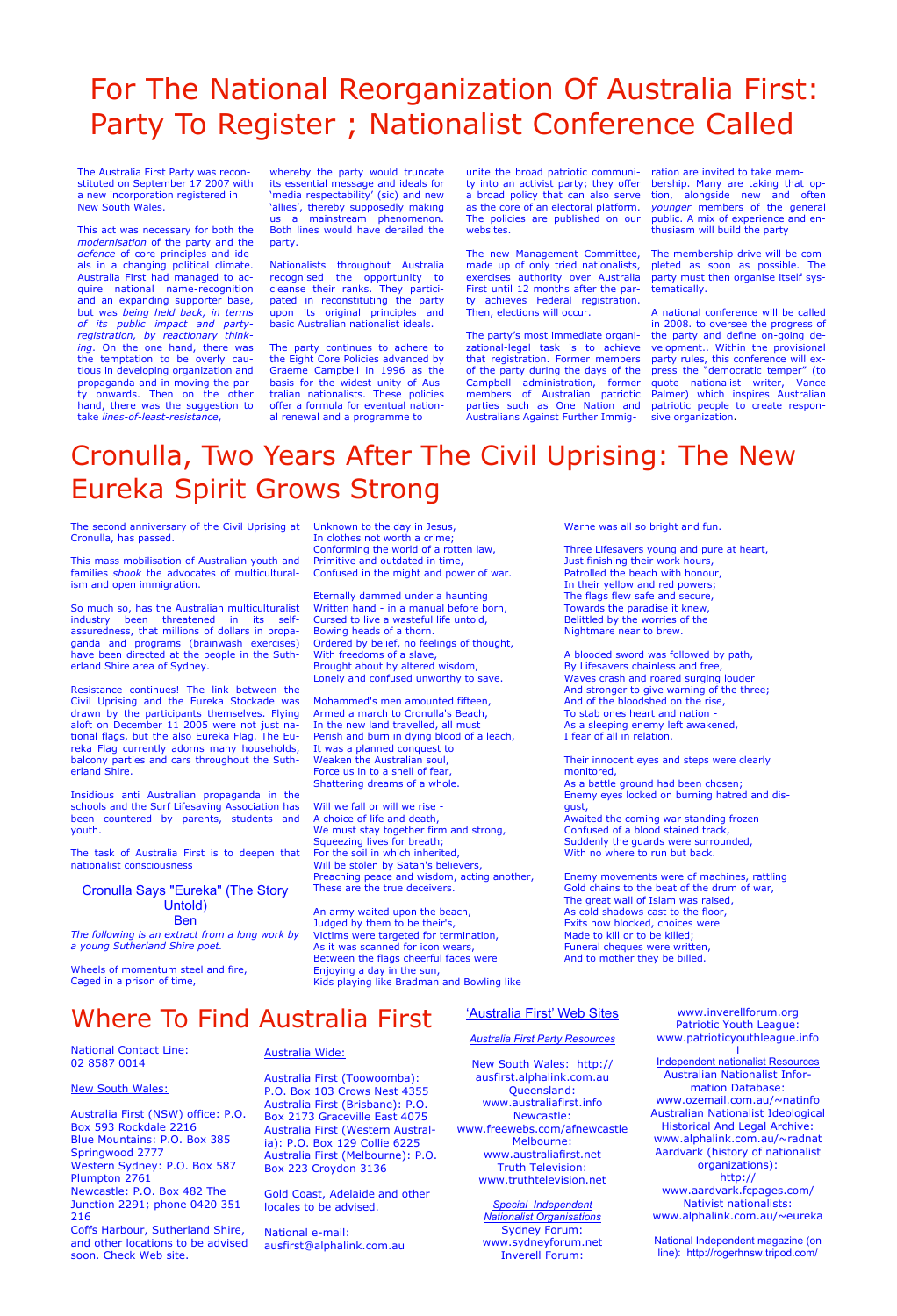# For The National Reorganization Of Australia First: Party To Register ; Nationalist Conference Called

The Australia First Party was reconstituted on September 17 2007 with a new incorporation registered in New South Wales.

This act was necessary for both the *modernisation* of the party and the *defence* of core principles and ideals in a changing political climate. Australia First had managed to acquire national name-recognition and an expanding supporter base, but was *being held back, in terms of its public impact and party-registration, by reactionary thinking*. On the one hand, there was the temptation to be overly cautious in developing organization and propaganda and in moving the party onwards. Then on the other hand, there was the suggestion to take *lines-of-least-resistance*, whereby the party would truncate its essential message and ideals for 'media respectability' (sic) and new 'allies', thereby supposedly making us a mainstream phenomenon. Both lines would have derailed the party.

Nationalists throughout Australia recognised the opportunity to cleanse their ranks. They participated in reconstituting the party upon its original principles and basic Australian nationalist ideals.

The party continues to adhere to the Eight Core Policies advanced by Graeme Campbell in 1996 as the basis for the widest unity of Australian nationalists. These policies offer a formula for eventual national renewal and a programme to unite the broad patriotic community into an activist party; they offer a broad policy that can also serve as the core of an electoral platform. The policies are published on our websites.

The new Management Committee, made up of only tried nationalists, exercises authority over Australia First until 12 months after the party achieves Federal registration. Then, elections will occur.

The party's most immediate organizational-legal task is to achieve that registration. Former members of the party during the days of the Campbell administration, former members of Australian patriotic parties such as One Nation and Australians Against Further Immigration are invited to take membership. Many are taking that option, alongside new and often *younger* members of the general public. A mix of experience and enthusiasm will build the party

The membership drive will be completed as soon as possible. The party must then organise itself systematically.

A national conference will be called in 2008. to oversee the progress of the party and define on-going development.. Within the provisional party rules, this conference will express the "democratic temper" (to quote nationalist writer, Vance Palmer) which inspires Australian patriotic people to create responsive organization.

# Cronulla, Two Years After The Civil Uprising: The New Eureka Spirit Grows Strong

The second anniversary of the Civil Uprising at Cronulla, has passed.

This mass mobilisation of Australian youth and families *shook* the advocates of multiculturalism and open immigration.

So much so, has the Australian multiculturalist industry been threatened in its self-assuredness, that millions of dollars in propaganda and programs (brainwash exercises) have been directed at the people in the Sutherland Shire area of Sydney.

Resistance continues! The link between the Civil Uprising and the Eureka Stockade was drawn by the participants themselves. Flying aloft on December 11 2005 were not just national flags, but the also Eureka Flag. The Eureka Flag currently adorns many households, balcony parties and cars throughout the Sutherland Shire.

Insidious anti Australian propaganda in the schools and the Surf Lifesaving Association has been countered by parents, students and youth.

The task of Australia First is to deepen that nationalist consciousness

### Cronulla Says "Eureka" (The Story Untold)
### Ben

*The following is an extract from a long work by a young Sutherland Shire poet.*

Wheels of momentum steel and fire,  
Caged in a prison of time,  
Unknown to the day in Jesus,  
In clothes not worth a crime;  
Conforming the world of a rotten law,  
Primitive and outdated in time,  
Confused in the might and power of war.

Eternally dammed under a haunting  
Written hand - in a manual before born,  
Cursed to live a wasteful life untold,  
Bowing heads of a thorn.  
Ordered by belief, no feelings of thought,  
With freedoms of a slave,  
Brought about by altered wisdom,  
Lonely and confused unworthy to save.

Mohammed's men amounted fifteen,  
Armed a march to Cronulla's Beach,  
In the new land travelled, all must  
Perish and burn in dying blood of a leach,  
It was a planned conquest to  
Weaken the Australian soul,  
Force us in to a shell of fear,  
Shattering dreams of a whole.

Will we fall or will we rise -  
A choice of life and death,  
We must stay together firm and strong,  
Squeezing lives for breath;  
For the soil in which inherited,  
Will be stolen by Satan's believers,  
Preaching peace and wisdom, acting another,  
These are the true deceivers.

An army waited upon the beach,  
Judged by them to be their's,  
Victims were targeted for termination,  
As it was scanned for icon wears,  
Between the flags cheerful faces were  
Enjoying a day in the sun,  
Kids playing like Bradman and Bowling like  
Warne was all so bright and fun.

Three Lifesavers young and pure at heart,  
Just finishing their work hours,  
Patrolled the beach with honour,  
In their yellow and red powers;  
The flags flew safe and secure,  
Towards the paradise it knew,  
Belittled by the worries of the  
Nightmare near to brew.

A blooded sword was followed by path,  
By Lifesavers chainless and free,  
Waves crash and roared surging louder  
And stronger to give warning of the three;  
And of the bloodshed on the rise,  
To stab ones heart and nation -  
As a sleeping enemy left awakened,  
I fear of all in relation.

Their innocent eyes and steps were clearly monitored,  
As a battle ground had been chosen;  
Enemy eyes locked on burning hatred and disgust,  
Awaited the coming war standing frozen -  
Confused of a blood stained track,  
Suddenly the guards were surrounded,  
With no where to run but back.

Enemy movements were of machines, rattling  
Gold chains to the beat of the drum of war,  
The great wall of Islam was raised,  
As cold shadows cast to the floor,  
Exits now blocked, choices were  
Made to kill or to be killed;  
Funeral cheques were written,  
And to mother they be billed.

# Where To Find Australia First

National Contact Line:  
02 8587 0014

New South Wales:

Australia First (NSW) office: P.O. Box 593 Rockdale 2216  
Blue Mountains: P.O. Box 385 Springwood 2777  
Western Sydney: P.O. Box 587 Plumpton 2761  
Newcastle: P.O. Box 482 The Junction 2291; phone 0420 351 216  
Coffs Harbour, Sutherland Shire, and other locations to be advised soon. Check Web site.

Australia Wide:

Australia First (Toowoomba): P.O. Box 103 Crows Nest 4355  
Australia First (Brisbane): P.O. Box 2173 Graceville East 4075  
Australia First (Western Australia): P.O. Box 129 Collie 6225  
Australia First (Melbourne): P.O. Box 223 Croydon 3136

Gold Coast, Adelaide and other locales to be advised.

National e-mail:  
ausfirst@alphalink.com.au

## 'Australia First' Web Sites

*Australia First Party Resources*

New South Wales: http://ausfirst.alphalink.com.au  
Queensland: www.australiafirst.info  
Newcastle: www.freewebs.com/afnewcastle  
Melbourne: www.australiafirst.net  
Truth Television: www.truthtelevision.net

*Special Independent Nationalist Organisations*

Sydney Forum: www.sydneyforum.net  
Inverell Forum: www.inverellforum.org  
Patriotic Youth League: www.patrioticyouthleague.info  
!

Independent nationalist Resources

Australian Nationalist Information Database: www.ozemail.com.au/~natinfo  
Australian Nationalist Ideological Historical And Legal Archive: www.alphalink.com.au/~radnat  
Aardvark (history of nationalist organizations): http://www.aardvark.fcpages.com/  
Nativist nationalists: www.alphalink.com.au/~eureka

National Independent magazine (on line): http://rogerhnsw.tripod.com/